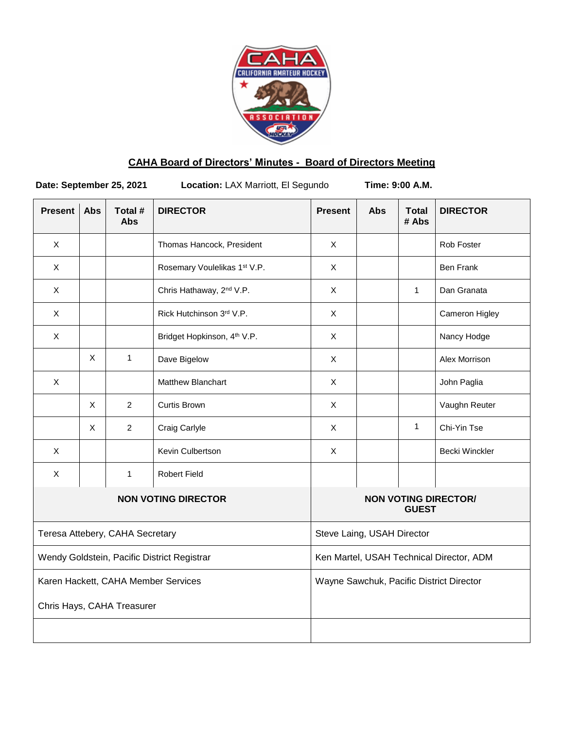## CAHA Board of Directors' Minutes - Board of Directors Meeting

**Date: September 25, 2021** **Location:** LAX Marriott, El Segundo **Time: 9:00 A.M.**

| Present | Abs | Total # Abs | DIRECTOR | Present | Abs | Total # Abs | DIRECTOR |
|---|---|---|---|---|---|---|---|
| X | | | Thomas Hancock, President | X | | | Rob Foster |
| X | | | Rosemary Voulelikas 1st V.P. | X | | | Ben Frank |
| X | | | Chris Hathaway, 2nd V.P. | X | | 1 | Dan Granata |
| X | | | Rick Hutchinson 3rd V.P. | X | | | Cameron Higley |
| X | | | Bridget Hopkinson, 4th V.P. | X | | | Nancy Hodge |
| | X | 1 | Dave Bigelow | X | | | Alex Morrison |
| X | | | Matthew Blanchart | X | | | John Paglia |
| | X | 2 | Curtis Brown | X | | | Vaughn Reuter |
| | X | 2 | Craig Carlyle | X | | 1 | Chi-Yin Tse |
| X | | | Kevin Culbertson | X | | | Becki Winckler |
| X | | 1 | Robert Field | | | | |

| NON VOTING DIRECTOR | NON VOTING DIRECTOR/ GUEST |
|---|---|
| Teresa Attebery, CAHA Secretary | Steve Laing, USAH Director |
| Wendy Goldstein, Pacific District Registrar | Ken Martel, USAH Technical Director, ADM |
| Karen Hackett, CAHA Member Services | Wayne Sawchuk, Pacific District Director |
| Chris Hays, CAHA Treasurer | |
| | |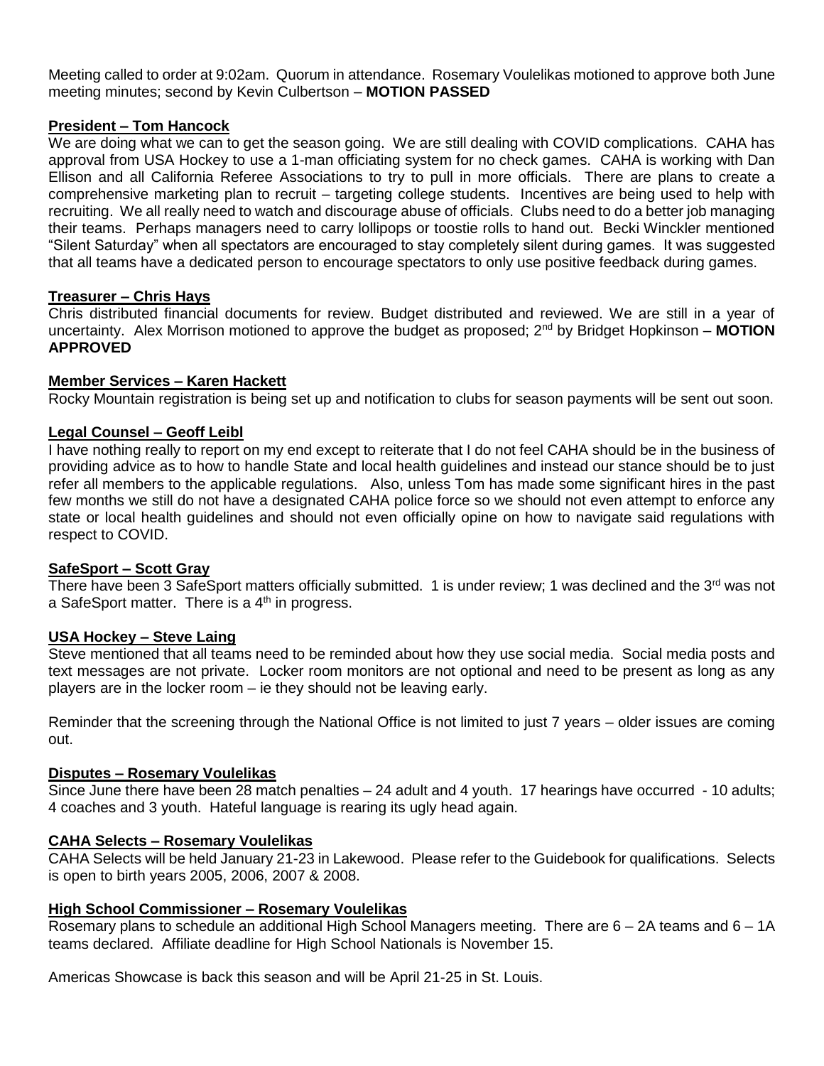Meeting called to order at 9:02am. Quorum in attendance. Rosemary Voulelikas motioned to approve both June meeting minutes; second by Kevin Culbertson – **MOTION PASSED**

## President – Tom Hancock

We are doing what we can to get the season going. We are still dealing with COVID complications. CAHA has approval from USA Hockey to use a 1-man officiating system for no check games. CAHA is working with Dan Ellison and all California Referee Associations to try to pull in more officials. There are plans to create a comprehensive marketing plan to recruit – targeting college students. Incentives are being used to help with recruiting. We all really need to watch and discourage abuse of officials. Clubs need to do a better job managing their teams. Perhaps managers need to carry lollipops or toostie rolls to hand out. Becki Winckler mentioned "Silent Saturday" when all spectators are encouraged to stay completely silent during games. It was suggested that all teams have a dedicated person to encourage spectators to only use positive feedback during games.

## Treasurer – Chris Hays

Chris distributed financial documents for review. Budget distributed and reviewed. We are still in a year of uncertainty. Alex Morrison motioned to approve the budget as proposed; 2nd by Bridget Hopkinson – **MOTION APPROVED**

## Member Services – Karen Hackett

Rocky Mountain registration is being set up and notification to clubs for season payments will be sent out soon.

## Legal Counsel – Geoff Leibl

I have nothing really to report on my end except to reiterate that I do not feel CAHA should be in the business of providing advice as to how to handle State and local health guidelines and instead our stance should be to just refer all members to the applicable regulations. Also, unless Tom has made some significant hires in the past few months we still do not have a designated CAHA police force so we should not even attempt to enforce any state or local health guidelines and should not even officially opine on how to navigate said regulations with respect to COVID.

## SafeSport – Scott Gray

There have been 3 SafeSport matters officially submitted. 1 is under review; 1 was declined and the 3rd was not a SafeSport matter. There is a 4th in progress.

## USA Hockey – Steve Laing

Steve mentioned that all teams need to be reminded about how they use social media. Social media posts and text messages are not private. Locker room monitors are not optional and need to be present as long as any players are in the locker room – ie they should not be leaving early.

Reminder that the screening through the National Office is not limited to just 7 years – older issues are coming out.

## Disputes – Rosemary Voulelikas

Since June there have been 28 match penalties – 24 adult and 4 youth. 17 hearings have occurred - 10 adults; 4 coaches and 3 youth. Hateful language is rearing its ugly head again.

## CAHA Selects – Rosemary Voulelikas

CAHA Selects will be held January 21-23 in Lakewood. Please refer to the Guidebook for qualifications. Selects is open to birth years 2005, 2006, 2007 & 2008.

## High School Commissioner – Rosemary Voulelikas

Rosemary plans to schedule an additional High School Managers meeting. There are 6 – 2A teams and 6 – 1A teams declared. Affiliate deadline for High School Nationals is November 15.

Americas Showcase is back this season and will be April 21-25 in St. Louis.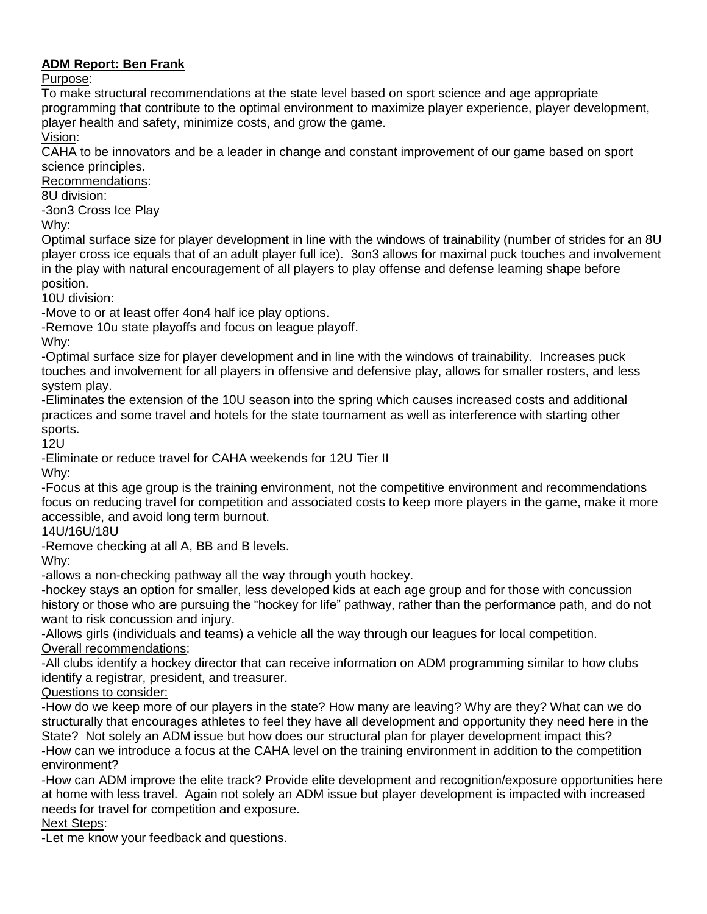**ADM Report: Ben Frank**

Purpose:

To make structural recommendations at the state level based on sport science and age appropriate programming that contribute to the optimal environment to maximize player experience, player development, player health and safety, minimize costs, and grow the game.

Vision:

CAHA to be innovators and be a leader in change and constant improvement of our game based on sport science principles.

Recommendations:

8U division:

-3on3 Cross Ice Play

Why:

Optimal surface size for player development in line with the windows of trainability (number of strides for an 8U player cross ice equals that of an adult player full ice). 3on3 allows for maximal puck touches and involvement in the play with natural encouragement of all players to play offense and defense learning shape before position.

10U division:

-Move to or at least offer 4on4 half ice play options.

-Remove 10u state playoffs and focus on league playoff.

Why:

-Optimal surface size for player development and in line with the windows of trainability. Increases puck touches and involvement for all players in offensive and defensive play, allows for smaller rosters, and less system play.

-Eliminates the extension of the 10U season into the spring which causes increased costs and additional practices and some travel and hotels for the state tournament as well as interference with starting other sports.

12U

-Eliminate or reduce travel for CAHA weekends for 12U Tier II

Why:

-Focus at this age group is the training environment, not the competitive environment and recommendations focus on reducing travel for competition and associated costs to keep more players in the game, make it more accessible, and avoid long term burnout.

14U/16U/18U

-Remove checking at all A, BB and B levels.

Why:

-allows a non-checking pathway all the way through youth hockey.

-hockey stays an option for smaller, less developed kids at each age group and for those with concussion history or those who are pursuing the "hockey for life" pathway, rather than the performance path, and do not want to risk concussion and injury.

-Allows girls (individuals and teams) a vehicle all the way through our leagues for local competition.

Overall recommendations:

-All clubs identify a hockey director that can receive information on ADM programming similar to how clubs identify a registrar, president, and treasurer.

Questions to consider:

-How do we keep more of our players in the state? How many are leaving? Why are they? What can we do structurally that encourages athletes to feel they have all development and opportunity they need here in the State? Not solely an ADM issue but how does our structural plan for player development impact this?

-How can we introduce a focus at the CAHA level on the training environment in addition to the competition environment?

-How can ADM improve the elite track? Provide elite development and recognition/exposure opportunities here at home with less travel. Again not solely an ADM issue but player development is impacted with increased needs for travel for competition and exposure.

Next Steps:

-Let me know your feedback and questions.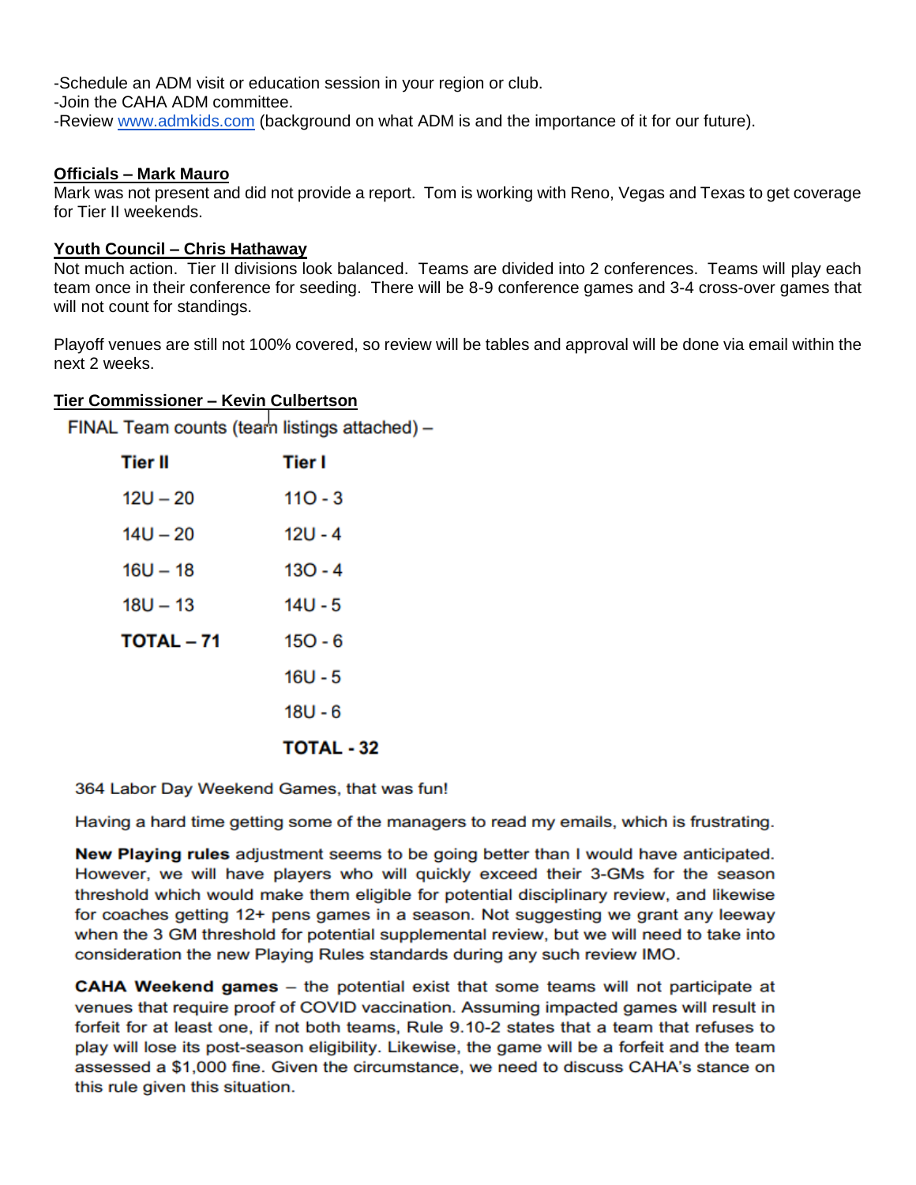-Schedule an ADM visit or education session in your region or club.
-Join the CAHA ADM committee.
-Review [www.admkids.com](http://www.admkids.com) (background on what ADM is and the importance of it for our future).

**Officials – Mark Mauro**

Mark was not present and did not provide a report. Tom is working with Reno, Vegas and Texas to get coverage for Tier II weekends.

**Youth Council – Chris Hathaway**

Not much action. Tier II divisions look balanced. Teams are divided into 2 conferences. Teams will play each team once in their conference for seeding. There will be 8-9 conference games and 3-4 cross-over games that will not count for standings.

Playoff venues are still not 100% covered, so review will be tables and approval will be done via email within the next 2 weeks.

**Tier Commissioner – Kevin Culbertson**

FINAL Team counts (team listings attached) –

| Tier II | Tier I |
|---|---|
| 12U – 20 | 11O - 3 |
| 14U – 20 | 12U - 4 |
| 16U – 18 | 13O - 4 |
| 18U – 13 | 14U - 5 |
| **TOTAL – 71** | 15O - 6 |
| | 16U - 5 |
| | 18U - 6 |
| | **TOTAL - 32** |

364 Labor Day Weekend Games, that was fun!

Having a hard time getting some of the managers to read my emails, which is frustrating.

**New Playing rules** adjustment seems to be going better than I would have anticipated. However, we will have players who will quickly exceed their 3-GMs for the season threshold which would make them eligible for potential disciplinary review, and likewise for coaches getting 12+ pens games in a season. Not suggesting we grant any leeway when the 3 GM threshold for potential supplemental review, but we will need to take into consideration the new Playing Rules standards during any such review IMO.

**CAHA Weekend games** – the potential exist that some teams will not participate at venues that require proof of COVID vaccination. Assuming impacted games will result in forfeit for at least one, if not both teams, Rule 9.10-2 states that a team that refuses to play will lose its post-season eligibility. Likewise, the game will be a forfeit and the team assessed a $1,000 fine. Given the circumstance, we need to discuss CAHA's stance on this rule given this situation.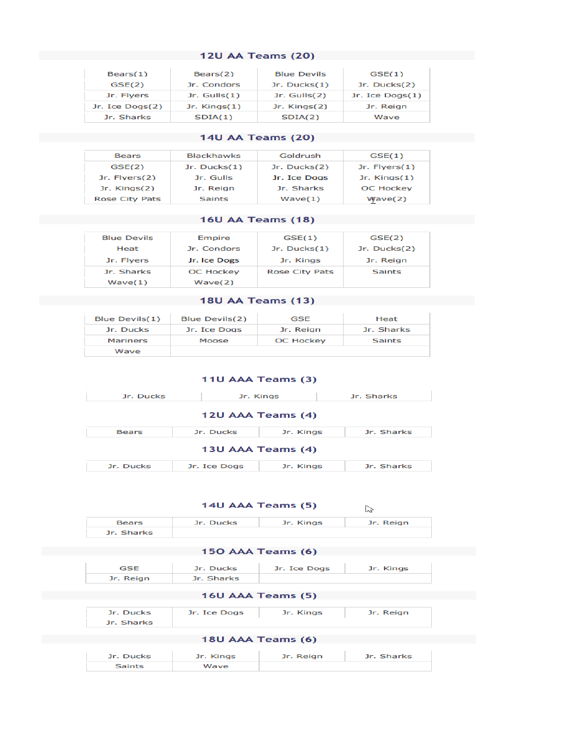## 12U AA Teams (20)

| | | | |
|---|---|---|---|
| Bears(1) | Bears(2) | Blue Devils | GSE(1) |
| GSE(2) | Jr. Condors | Jr. Ducks(1) | Jr. Ducks(2) |
| Jr. Flyers | Jr. Gulls(1) | Jr. Gulls(2) | Jr. Ice Dogs(1) |
| Jr. Ice Dogs(2) | Jr. Kings(1) | Jr. Kings(2) | Jr. Reign |
| Jr. Sharks | SDIA(1) | SDIA(2) | Wave |

## 14U AA Teams (20)

| | | | |
|---|---|---|---|
| Bears | Blackhawks | Goldrush | GSE(1) |
| GSE(2) | Jr. Ducks(1) | Jr. Ducks(2) | Jr. Flyers(1) |
| Jr. Flyers(2) | Jr. Gulls | Jr. Ice Dogs | Jr. Kings(1) |
| Jr. Kings(2) | Jr. Reign | Jr. Sharks | OC Hockey |
| Rose City Pats | Saints | Wave(1) | Wave(2) |

## 16U AA Teams (18)

| | | | |
|---|---|---|---|
| Blue Devils | Empire | GSE(1) | GSE(2) |
| Heat | Jr. Condors | Jr. Ducks(1) | Jr. Ducks(2) |
| Jr. Flyers | Jr. Ice Dogs | Jr. Kings | Jr. Reign |
| Jr. Sharks | OC Hockey | Rose City Pats | Saints |
| Wave(1) | Wave(2) | | |

## 18U AA Teams (13)

| | | | |
|---|---|---|---|
| Blue Devils(1) | Blue Devils(2) | GSE | Heat |
| Jr. Ducks | Jr. Ice Dogs | Jr. Reign | Jr. Sharks |
| Mariners | Moose | OC Hockey | Saints |
| Wave | | | |

## 11U AAA Teams (3)

| | | |
|---|---|---|
| Jr. Ducks | Jr. Kings | Jr. Sharks |

## 12U AAA Teams (4)

| | | | |
|---|---|---|---|
| Bears | Jr. Ducks | Jr. Kings | Jr. Sharks |

## 13U AAA Teams (4)

| | | | |
|---|---|---|---|
| Jr. Ducks | Jr. Ice Dogs | Jr. Kings | Jr. Sharks |

## 14U AAA Teams (5)

| | | | |
|---|---|---|---|
| Bears | Jr. Ducks | Jr. Kings | Jr. Reign |
| Jr. Sharks | | | |

## 15O AAA Teams (6)

| | | | |
|---|---|---|---|
| GSE | Jr. Ducks | Jr. Ice Dogs | Jr. Kings |
| Jr. Reign | Jr. Sharks | | |

## 16U AAA Teams (5)

| | | | |
|---|---|---|---|
| Jr. Ducks | Jr. Ice Dogs | Jr. Kings | Jr. Reign |
| Jr. Sharks | | | |

## 18U AAA Teams (6)

| | | | |
|---|---|---|---|
| Jr. Ducks | Jr. Kings | Jr. Reign | Jr. Sharks |
| Saints | Wave | | |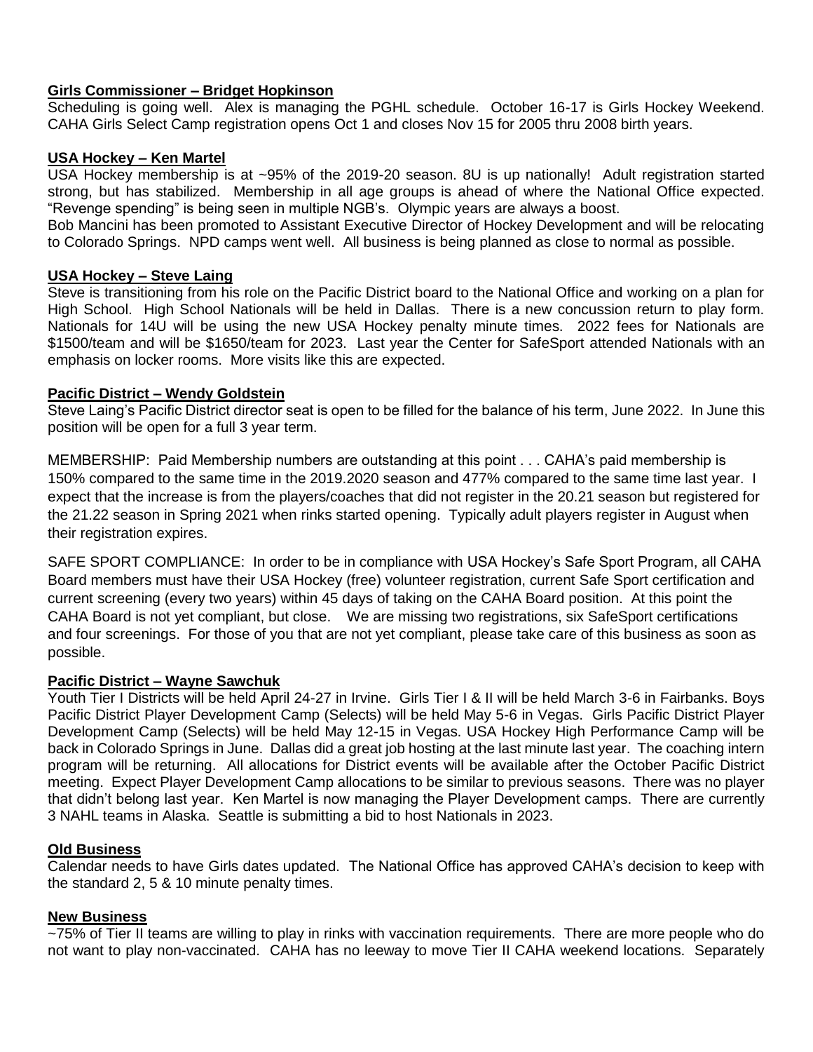**Girls Commissioner – Bridget Hopkinson**

Scheduling is going well. Alex is managing the PGHL schedule. October 16-17 is Girls Hockey Weekend. CAHA Girls Select Camp registration opens Oct 1 and closes Nov 15 for 2005 thru 2008 birth years.

**USA Hockey – Ken Martel**

USA Hockey membership is at ~95% of the 2019-20 season. 8U is up nationally! Adult registration started strong, but has stabilized. Membership in all age groups is ahead of where the National Office expected. "Revenge spending" is being seen in multiple NGB's. Olympic years are always a boost.

Bob Mancini has been promoted to Assistant Executive Director of Hockey Development and will be relocating to Colorado Springs. NPD camps went well. All business is being planned as close to normal as possible.

**USA Hockey – Steve Laing**

Steve is transitioning from his role on the Pacific District board to the National Office and working on a plan for High School. High School Nationals will be held in Dallas. There is a new concussion return to play form. Nationals for 14U will be using the new USA Hockey penalty minute times. 2022 fees for Nationals are $1500/team and will be $1650/team for 2023. Last year the Center for SafeSport attended Nationals with an emphasis on locker rooms. More visits like this are expected.

**Pacific District – Wendy Goldstein**

Steve Laing's Pacific District director seat is open to be filled for the balance of his term, June 2022. In June this position will be open for a full 3 year term.

MEMBERSHIP: Paid Membership numbers are outstanding at this point . . . CAHA's paid membership is 150% compared to the same time in the 2019.2020 season and 477% compared to the same time last year. I expect that the increase is from the players/coaches that did not register in the 20.21 season but registered for the 21.22 season in Spring 2021 when rinks started opening. Typically adult players register in August when their registration expires.

SAFE SPORT COMPLIANCE: In order to be in compliance with USA Hockey's Safe Sport Program, all CAHA Board members must have their USA Hockey (free) volunteer registration, current Safe Sport certification and current screening (every two years) within 45 days of taking on the CAHA Board position. At this point the CAHA Board is not yet compliant, but close. We are missing two registrations, six SafeSport certifications and four screenings. For those of you that are not yet compliant, please take care of this business as soon as possible.

**Pacific District – Wayne Sawchuk**

Youth Tier I Districts will be held April 24-27 in Irvine. Girls Tier I & II will be held March 3-6 in Fairbanks. Boys Pacific District Player Development Camp (Selects) will be held May 5-6 in Vegas. Girls Pacific District Player Development Camp (Selects) will be held May 12-15 in Vegas. USA Hockey High Performance Camp will be back in Colorado Springs in June. Dallas did a great job hosting at the last minute last year. The coaching intern program will be returning. All allocations for District events will be available after the October Pacific District meeting. Expect Player Development Camp allocations to be similar to previous seasons. There was no player that didn't belong last year. Ken Martel is now managing the Player Development camps. There are currently 3 NAHL teams in Alaska. Seattle is submitting a bid to host Nationals in 2023.

**Old Business**

Calendar needs to have Girls dates updated. The National Office has approved CAHA's decision to keep with the standard 2, 5 & 10 minute penalty times.

**New Business**

~75% of Tier II teams are willing to play in rinks with vaccination requirements. There are more people who do not want to play non-vaccinated. CAHA has no leeway to move Tier II CAHA weekend locations. Separately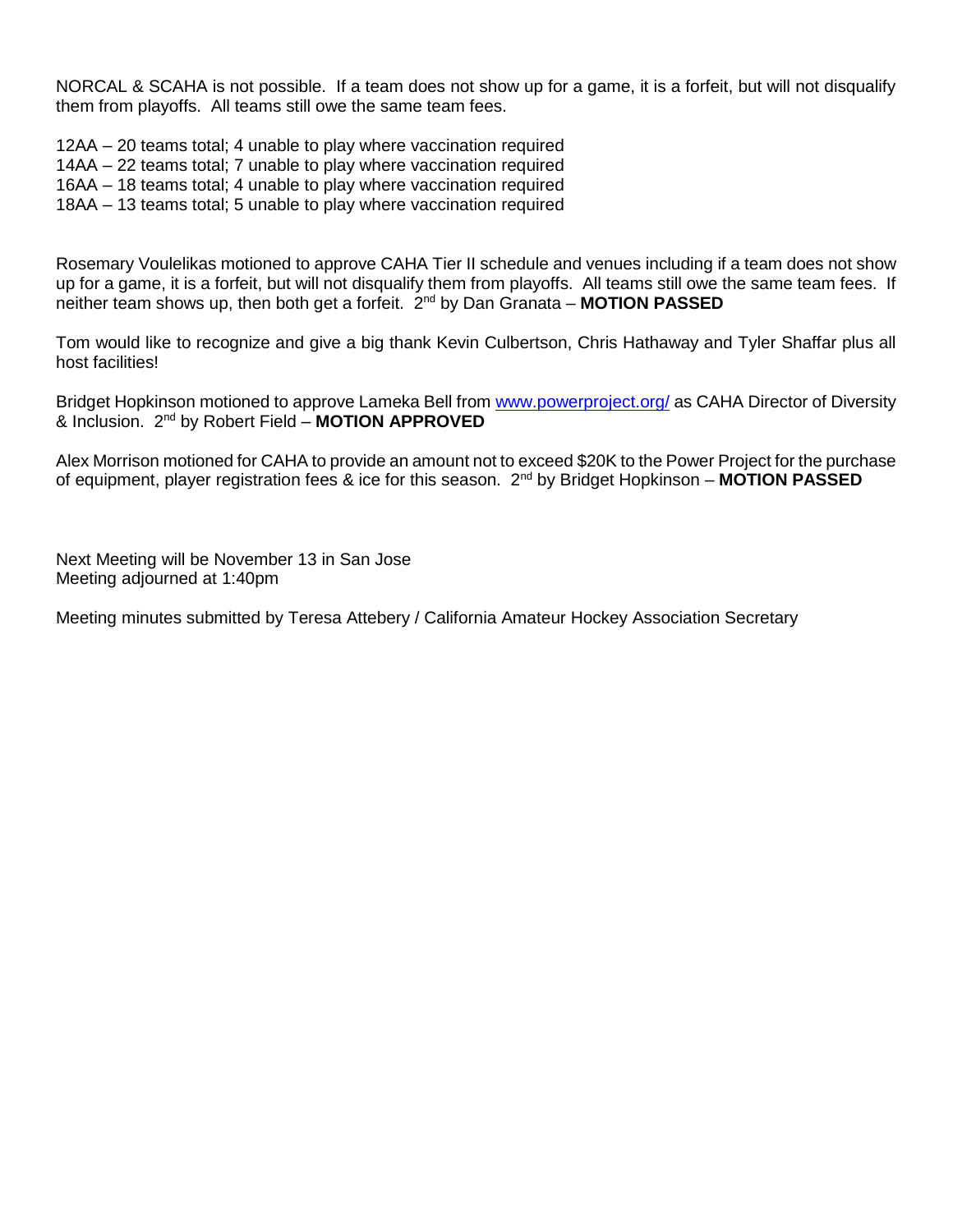NORCAL & SCAHA is not possible. If a team does not show up for a game, it is a forfeit, but will not disqualify them from playoffs. All teams still owe the same team fees.

12AA – 20 teams total; 4 unable to play where vaccination required
14AA – 22 teams total; 7 unable to play where vaccination required
16AA – 18 teams total; 4 unable to play where vaccination required
18AA – 13 teams total; 5 unable to play where vaccination required

Rosemary Voulelikas motioned to approve CAHA Tier II schedule and venues including if a team does not show up for a game, it is a forfeit, but will not disqualify them from playoffs. All teams still owe the same team fees. If neither team shows up, then both get a forfeit. 2nd by Dan Granata – **MOTION PASSED**

Tom would like to recognize and give a big thank Kevin Culbertson, Chris Hathaway and Tyler Shaffar plus all host facilities!

Bridget Hopkinson motioned to approve Lameka Bell from [www.powerproject.org/](http://www.powerproject.org/) as CAHA Director of Diversity & Inclusion. 2nd by Robert Field – **MOTION APPROVED**

Alex Morrison motioned for CAHA to provide an amount not to exceed $20K to the Power Project for the purchase of equipment, player registration fees & ice for this season. 2nd by Bridget Hopkinson – **MOTION PASSED**

Next Meeting will be November 13 in San Jose
Meeting adjourned at 1:40pm

Meeting minutes submitted by Teresa Attebery / California Amateur Hockey Association Secretary